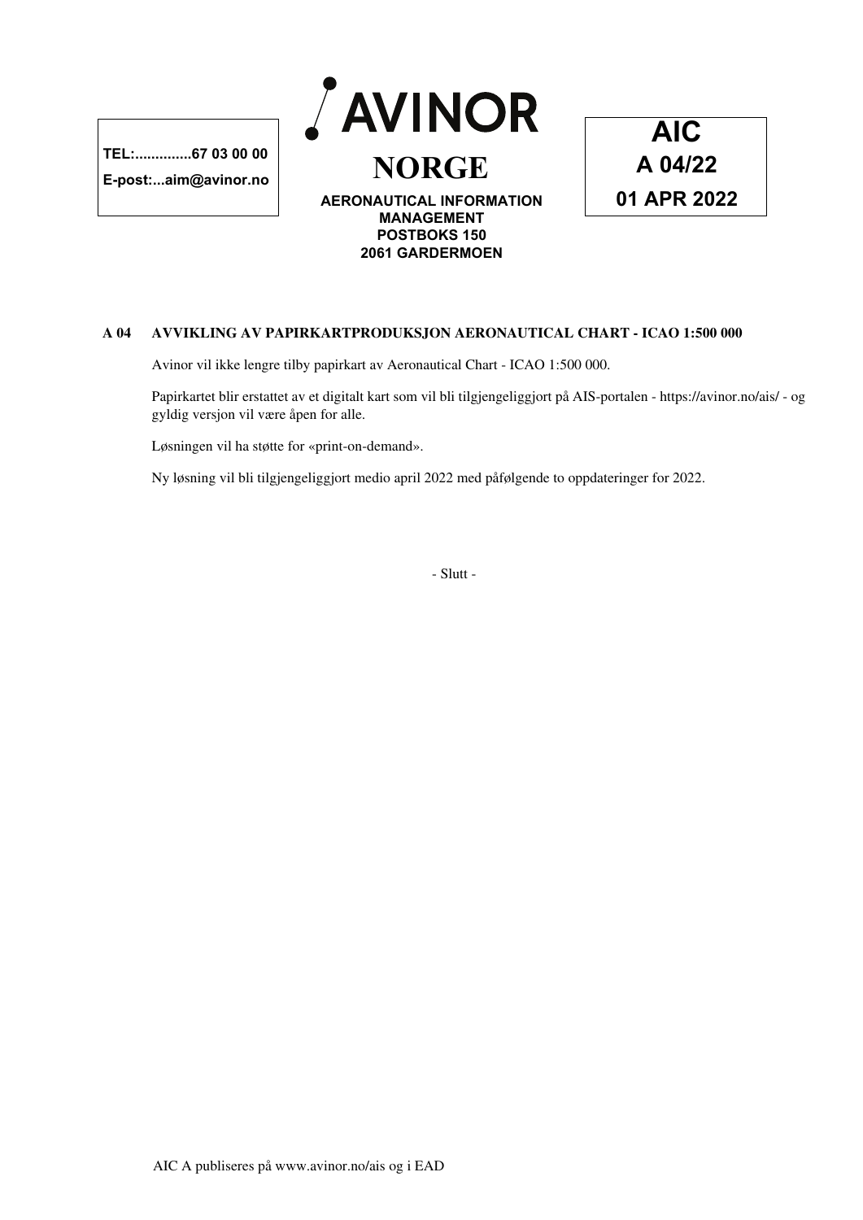TEL:..............67 03 00 00

E-post:...aim@avinor.no

AVINOR

# NORGE

**AERONAUTICAL INFORMATION MANAGEMENT**
**POSTBOKS 150**
**2061 GARDERMOEN**

**AIC**
**A 04/22**
**01 APR 2022**

## A 04 AVVIKLING AV PAPIRKARTPRODUKSJON AERONAUTICAL CHART - ICAO 1:500 000

Avinor vil ikke lengre tilby papirkart av Aeronautical Chart - ICAO 1:500 000.

Papirkartet blir erstattet av et digitalt kart som vil bli tilgjengeliggjort på AIS-portalen - https://avinor.no/ais/ - og gyldig versjon vil være åpen for alle.

Løsningen vil ha støtte for «print-on-demand».

Ny løsning vil bli tilgjengeliggjort medio april 2022 med påfølgende to oppdateringer for 2022.

- Slutt -

AIC A publiseres på www.avinor.no/ais og i EAD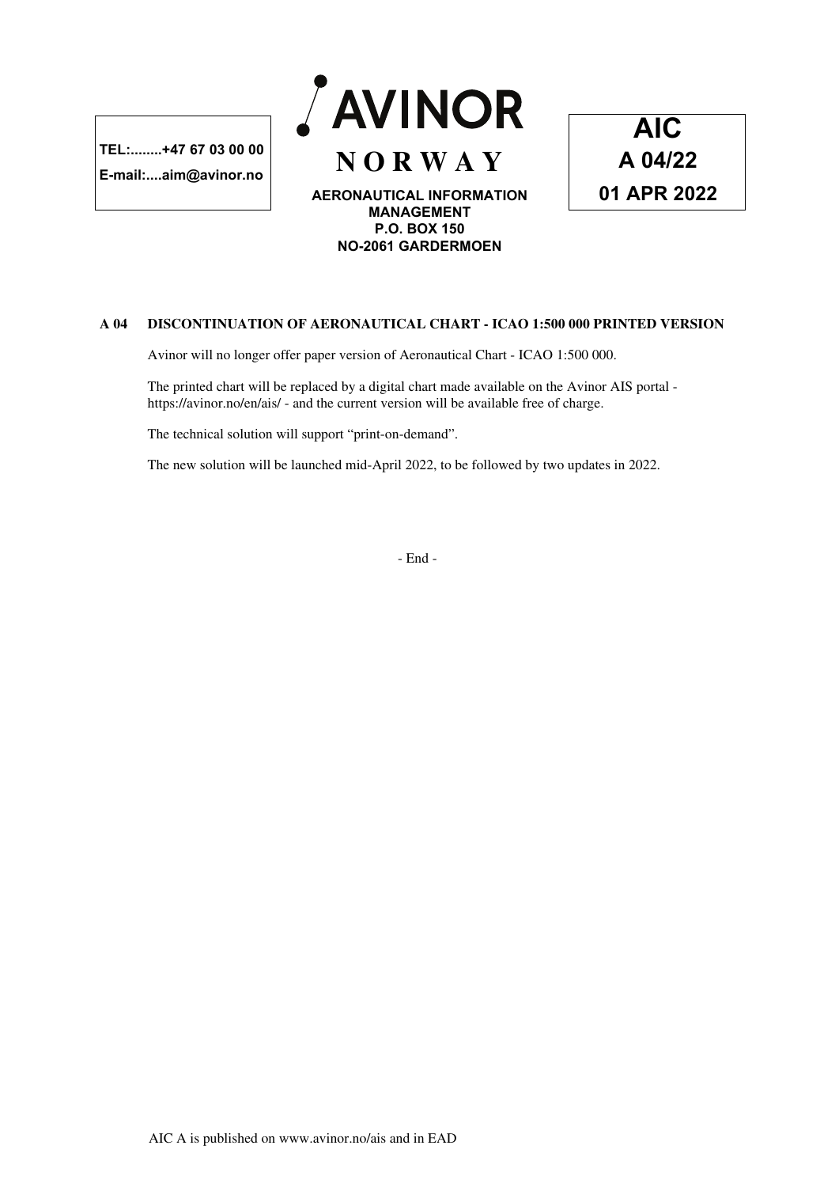TEL:........+47 67 03 00 00

E-mail:....aim@avinor.no

AVINOR

NORWAY

AERONAUTICAL INFORMATION MANAGEMENT
P.O. BOX 150
NO-2061 GARDERMOEN

**AIC**
**A 04/22**
**01 APR 2022**

**A 04 DISCONTINUATION OF AERONAUTICAL CHART - ICAO 1:500 000 PRINTED VERSION**

Avinor will no longer offer paper version of Aeronautical Chart - ICAO 1:500 000.

The printed chart will be replaced by a digital chart made available on the Avinor AIS portal - https://avinor.no/en/ais/ - and the current version will be available free of charge.

The technical solution will support “print-on-demand”.

The new solution will be launched mid-April 2022, to be followed by two updates in 2022.

- End -

AIC A is published on www.avinor.no/ais and in EAD